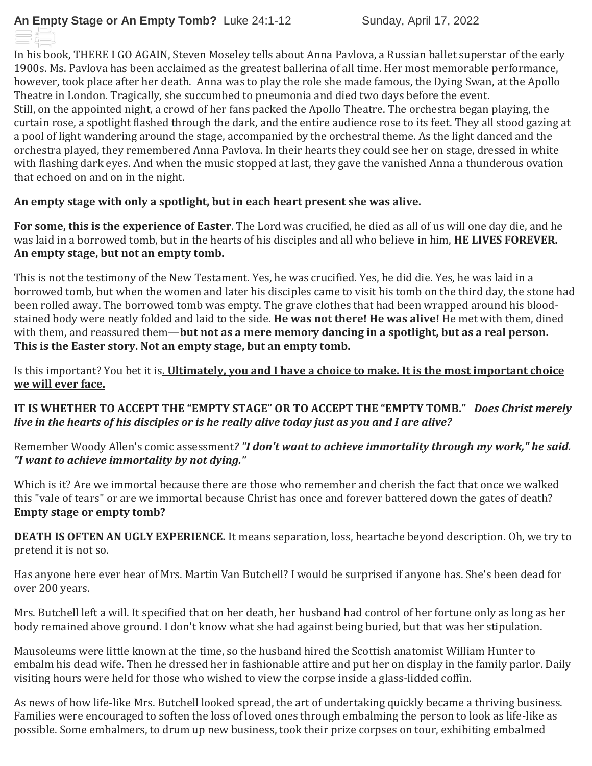# An Empty Stage or An Empty Tomb? Luke 24:1-12 Sunday, April 17, 2022

In his book, THERE I GO AGAIN, Steven Moseley tells about Anna Pavlova, a Russian ballet superstar of the early 1900s. Ms. Pavlova has been acclaimed as the greatest ballerina of all time. Her most memorable performance, however, took place after her death. Anna was to play the role she made famous, the Dying Swan, at the Apollo Theatre in London. Tragically, she succumbed to pneumonia and died two days before the event.
Still, on the appointed night, a crowd of her fans packed the Apollo Theatre. The orchestra began playing, the curtain rose, a spotlight flashed through the dark, and the entire audience rose to its feet. They all stood gazing at a pool of light wandering around the stage, accompanied by the orchestral theme. As the light danced and the orchestra played, they remembered Anna Pavlova. In their hearts they could see her on stage, dressed in white with flashing dark eyes. And when the music stopped at last, they gave the vanished Anna a thunderous ovation that echoed on and on in the night.

**An empty stage with only a spotlight, but in each heart present she was alive.**

**For some, this is the experience of Easter**. The Lord was crucified, he died as all of us will one day die, and he was laid in a borrowed tomb, but in the hearts of his disciples and all who believe in him, **HE LIVES FOREVER. An empty stage, but not an empty tomb.**

This is not the testimony of the New Testament. Yes, he was crucified. Yes, he did die. Yes, he was laid in a borrowed tomb, but when the women and later his disciples came to visit his tomb on the third day, the stone had been rolled away. The borrowed tomb was empty. The grave clothes that had been wrapped around his blood-stained body were neatly folded and laid to the side. **He was not there! He was alive!** He met with them, dined with them, and reassured them—**but not as a mere memory dancing in a spotlight, but as a real person. This is the Easter story. Not an empty stage, but an empty tomb.**

Is this important? You bet it is**. <u>Ultimately, you and I have a choice to make. It is the most important choice we will ever face.</u>**

**IT IS WHETHER TO ACCEPT THE "EMPTY STAGE" OR TO ACCEPT THE "EMPTY TOMB."** ***Does Christ merely live in the hearts of his disciples or is he really alive today just as you and I are alive?***

Remember Woody Allen's comic assessment***? "I don't want to achieve immortality through my work," he said. "I want to achieve immortality by not dying."***

Which is it? Are we immortal because there are those who remember and cherish the fact that once we walked this "vale of tears" or are we immortal because Christ has once and forever battered down the gates of death? **Empty stage or empty tomb?**

**DEATH IS OFTEN AN UGLY EXPERIENCE.** It means separation, loss, heartache beyond description. Oh, we try to pretend it is not so.

Has anyone here ever hear of Mrs. Martin Van Butchell? I would be surprised if anyone has. She's been dead for over 200 years.

Mrs. Butchell left a will. It specified that on her death, her husband had control of her fortune only as long as her body remained above ground. I don't know what she had against being buried, but that was her stipulation.

Mausoleums were little known at the time, so the husband hired the Scottish anatomist William Hunter to embalm his dead wife. Then he dressed her in fashionable attire and put her on display in the family parlor. Daily visiting hours were held for those who wished to view the corpse inside a glass-lidded coffin.

As news of how life-like Mrs. Butchell looked spread, the art of undertaking quickly became a thriving business. Families were encouraged to soften the loss of loved ones through embalming the person to look as life-like as possible. Some embalmers, to drum up new business, took their prize corpses on tour, exhibiting embalmed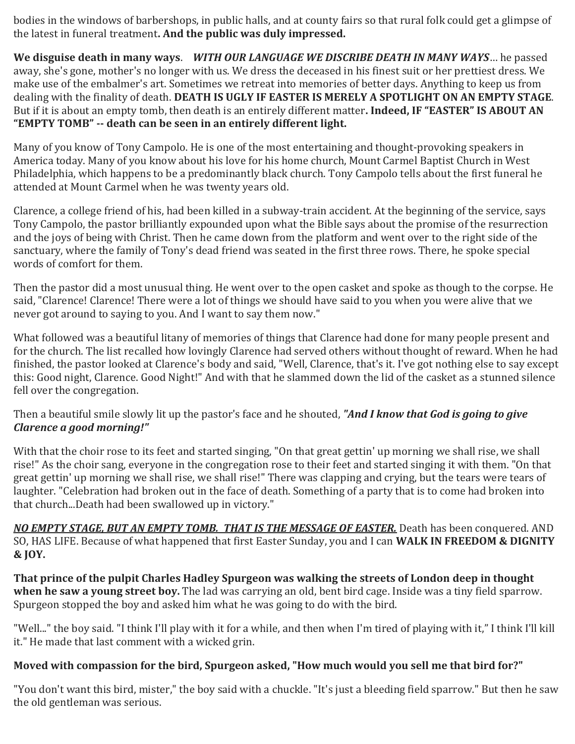bodies in the windows of barbershops, in public halls, and at county fairs so that rural folk could get a glimpse of the latest in funeral treatment**. And the public was duly impressed.**

**We disguise death in many ways**. ***WITH OUR LANGUAGE WE DISCRIBE DEATH IN MANY WAYS***… he passed away, she's gone, mother's no longer with us. We dress the deceased in his finest suit or her prettiest dress. We make use of the embalmer's art. Sometimes we retreat into memories of better days. Anything to keep us from dealing with the finality of death. **DEATH IS UGLY IF EASTER IS MERELY A SPOTLIGHT ON AN EMPTY STAGE**. But if it is about an empty tomb, then death is an entirely different matter**. Indeed, IF "EASTER" IS ABOUT AN "EMPTY TOMB" -- death can be seen in an entirely different light.**

Many of you know of Tony Campolo. He is one of the most entertaining and thought-provoking speakers in America today. Many of you know about his love for his home church, Mount Carmel Baptist Church in West Philadelphia, which happens to be a predominantly black church. Tony Campolo tells about the first funeral he attended at Mount Carmel when he was twenty years old.

Clarence, a college friend of his, had been killed in a subway-train accident. At the beginning of the service, says Tony Campolo, the pastor brilliantly expounded upon what the Bible says about the promise of the resurrection and the joys of being with Christ. Then he came down from the platform and went over to the right side of the sanctuary, where the family of Tony's dead friend was seated in the first three rows. There, he spoke special words of comfort for them.

Then the pastor did a most unusual thing. He went over to the open casket and spoke as though to the corpse. He said, "Clarence! Clarence! There were a lot of things we should have said to you when you were alive that we never got around to saying to you. And I want to say them now."

What followed was a beautiful litany of memories of things that Clarence had done for many people present and for the church. The list recalled how lovingly Clarence had served others without thought of reward. When he had finished, the pastor looked at Clarence's body and said, "Well, Clarence, that's it. I've got nothing else to say except this: Good night, Clarence. Good Night!" And with that he slammed down the lid of the casket as a stunned silence fell over the congregation.

Then a beautiful smile slowly lit up the pastor's face and he shouted, ***"And I know that God is going to give Clarence a good morning!"***

With that the choir rose to its feet and started singing, "On that great gettin' up morning we shall rise, we shall rise!" As the choir sang, everyone in the congregation rose to their feet and started singing it with them. "On that great gettin' up morning we shall rise, we shall rise!" There was clapping and crying, but the tears were tears of laughter. "Celebration had broken out in the face of death. Something of a party that is to come had broken into that church...Death had been swallowed up in victory."

***<u>NO EMPTY STAGE, BUT AN EMPTY TOMB. THAT IS THE MESSAGE OF EASTER.</u>*** Death has been conquered. AND SO, HAS LIFE. Because of what happened that first Easter Sunday, you and I can **WALK IN FREEDOM & DIGNITY & JOY.**

**That prince of the pulpit Charles Hadley Spurgeon was walking the streets of London deep in thought when he saw a young street boy.** The lad was carrying an old, bent bird cage. Inside was a tiny field sparrow. Spurgeon stopped the boy and asked him what he was going to do with the bird.

"Well..." the boy said. "I think I'll play with it for a while, and then when I'm tired of playing with it," I think I'll kill it." He made that last comment with a wicked grin.

**Moved with compassion for the bird, Spurgeon asked, "How much would you sell me that bird for?"**

"You don't want this bird, mister," the boy said with a chuckle. "It's just a bleeding field sparrow." But then he saw the old gentleman was serious.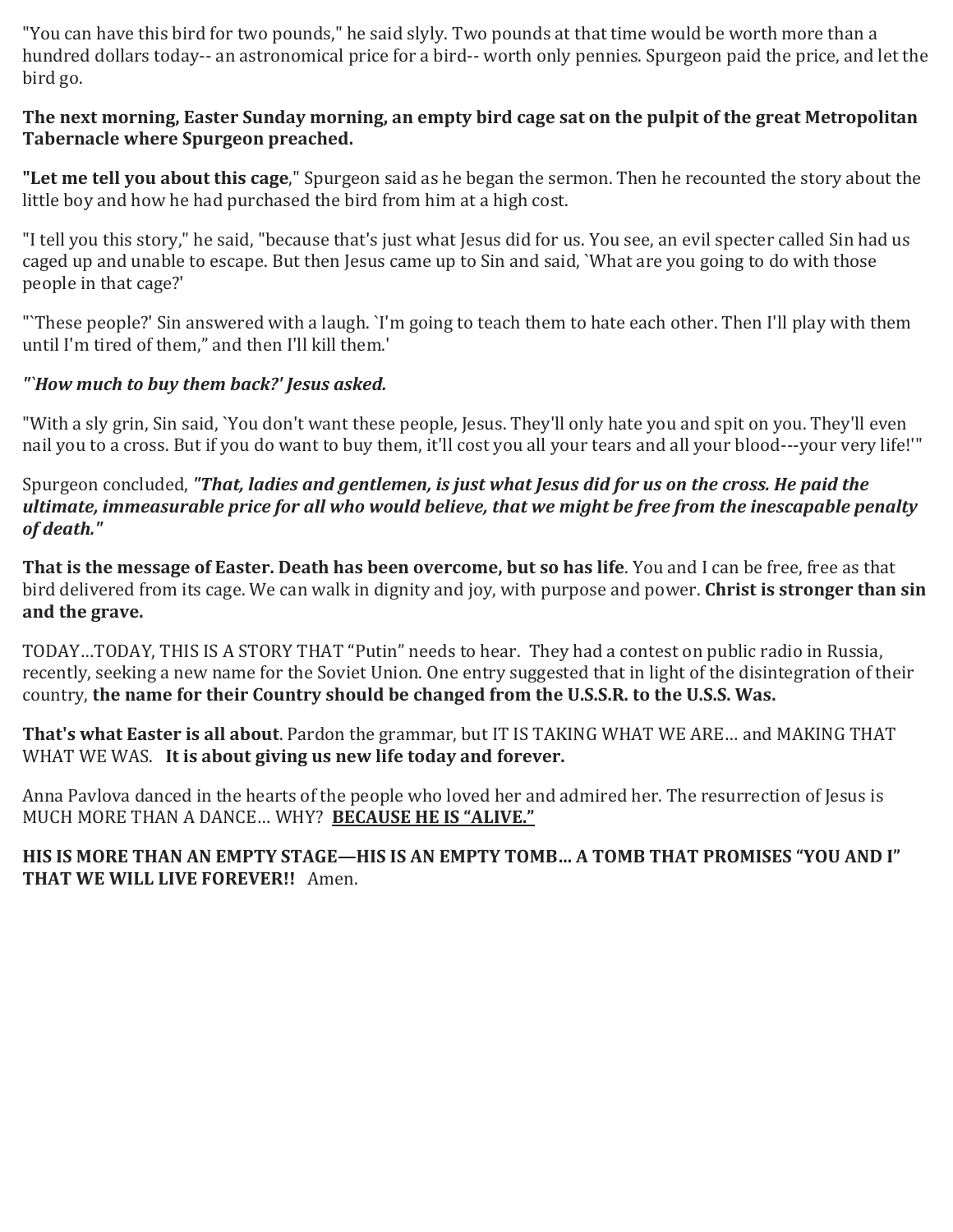"You can have this bird for two pounds," he said slyly. Two pounds at that time would be worth more than a hundred dollars today-- an astronomical price for a bird-- worth only pennies. Spurgeon paid the price, and let the bird go.

**The next morning, Easter Sunday morning, an empty bird cage sat on the pulpit of the great Metropolitan Tabernacle where Spurgeon preached.**

**"Let me tell you about this cage**," Spurgeon said as he began the sermon. Then he recounted the story about the little boy and how he had purchased the bird from him at a high cost.

"I tell you this story," he said, "because that's just what Jesus did for us. You see, an evil specter called Sin had us caged up and unable to escape. But then Jesus came up to Sin and said, `What are you going to do with those people in that cage?'

"`These people?' Sin answered with a laugh. `I'm going to teach them to hate each other. Then I'll play with them until I'm tired of them," and then I'll kill them.'

***"`How much to buy them back?' Jesus asked.***

"With a sly grin, Sin said, `You don't want these people, Jesus. They'll only hate you and spit on you. They'll even nail you to a cross. But if you do want to buy them, it'll cost you all your tears and all your blood---your very life!'"

Spurgeon concluded, ***"That, ladies and gentlemen, is just what Jesus did for us on the cross. He paid the ultimate, immeasurable price for all who would believe, that we might be free from the inescapable penalty of death."***

**That is the message of Easter. Death has been overcome, but so has life**. You and I can be free, free as that bird delivered from its cage. We can walk in dignity and joy, with purpose and power. **Christ is stronger than sin and the grave.**

TODAY…TODAY, THIS IS A STORY THAT "Putin" needs to hear. They had a contest on public radio in Russia, recently, seeking a new name for the Soviet Union. One entry suggested that in light of the disintegration of their country, **the name for their Country should be changed from the U.S.S.R. to the U.S.S. Was.**

**That's what Easter is all about**. Pardon the grammar, but IT IS TAKING WHAT WE ARE… and MAKING THAT WHAT WE WAS. **It is about giving us new life today and forever.**

Anna Pavlova danced in the hearts of the people who loved her and admired her. The resurrection of Jesus is MUCH MORE THAN A DANCE… WHY? **BECAUSE HE IS "ALIVE."**

**HIS IS MORE THAN AN EMPTY STAGE—HIS IS AN EMPTY TOMB… A TOMB THAT PROMISES "YOU AND I" THAT WE WILL LIVE FOREVER!!** Amen.